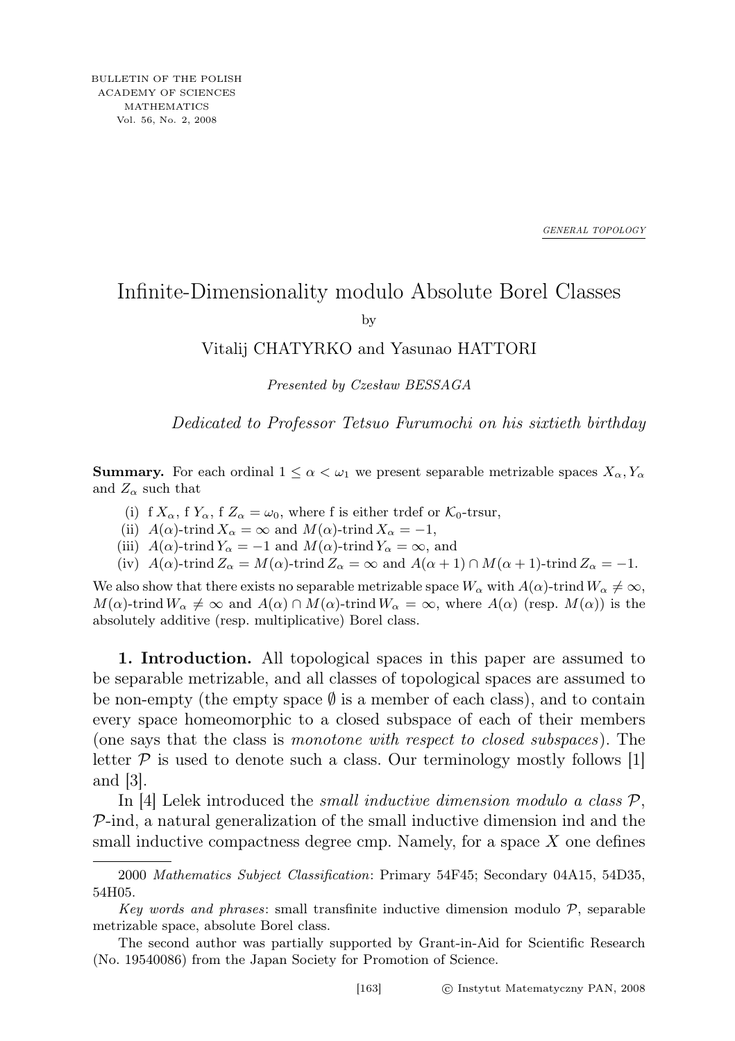BULLETIN OF THE POLISH ACADEMY OF SCIENCES MATHEMATICS
Vol. 56, No. 2, 2008

GENERAL TOPOLOGY

# Infinite-Dimensionality modulo Absolute Borel Classes

by

Vitalij CHATYRKO and Yasunao HATTORI

*Presented by Czesław BESSAGA*

*Dedicated to Professor Tetsuo Furumochi on his sixtieth birthday*

**Summary.** For each ordinal $1 \leq \alpha < \omega_1$ we present separable metrizable spaces $X_\alpha, Y_\alpha$ and $Z_\alpha$ such that

(i) $\mathrm{f}\, X_\alpha$, $\mathrm{f}\, Y_\alpha$, $\mathrm{f}\, Z_\alpha = \omega_0$, where f is either trdef or $\mathcal{K}_0$-trsur,

(ii) $A(\alpha)$-trind $X_\alpha = \infty$ and $M(\alpha)$-trind $X_\alpha = -1$,

(iii) $A(\alpha)$-trind $Y_\alpha = -1$ and $M(\alpha)$-trind $Y_\alpha = \infty$, and

(iv) $A(\alpha)$-trind $Z_\alpha = M(\alpha)$-trind $Z_\alpha = \infty$ and $A(\alpha + 1) \cap M(\alpha + 1)$-trind $Z_\alpha = -1$.

We also show that there exists no separable metrizable space $W_\alpha$ with $A(\alpha)$-trind $W_\alpha \neq \infty$, $M(\alpha)$-trind $W_\alpha \neq \infty$ and $A(\alpha) \cap M(\alpha)$-trind $W_\alpha = \infty$, where $A(\alpha)$ (resp. $M(\alpha)$) is the absolutely additive (resp. multiplicative) Borel class.

**1. Introduction.** All topological spaces in this paper are assumed to be separable metrizable, and all classes of topological spaces are assumed to be non-empty (the empty space $\emptyset$ is a member of each class), and to contain every space homeomorphic to a closed subspace of each of their members (one says that the class is *monotone with respect to closed subspaces*). The letter $\mathcal{P}$ is used to denote such a class. Our terminology mostly follows [1] and [3].

In [4] Lelek introduced the *small inductive dimension modulo a class* $\mathcal{P}$, $\mathcal{P}$-ind, a natural generalization of the small inductive dimension ind and the small inductive compactness degree cmp. Namely, for a space $X$ one defines

---

2000 *Mathematics Subject Classification*: Primary 54F45; Secondary 04A15, 54D35, 54H05.

*Key words and phrases*: small transfinite inductive dimension modulo $\mathcal{P}$, separable metrizable space, absolute Borel class.

The second author was partially supported by Grant-in-Aid for Scientific Research (No. 19540086) from the Japan Society for Promotion of Science.

© Instytut Matematyczny PAN, 2008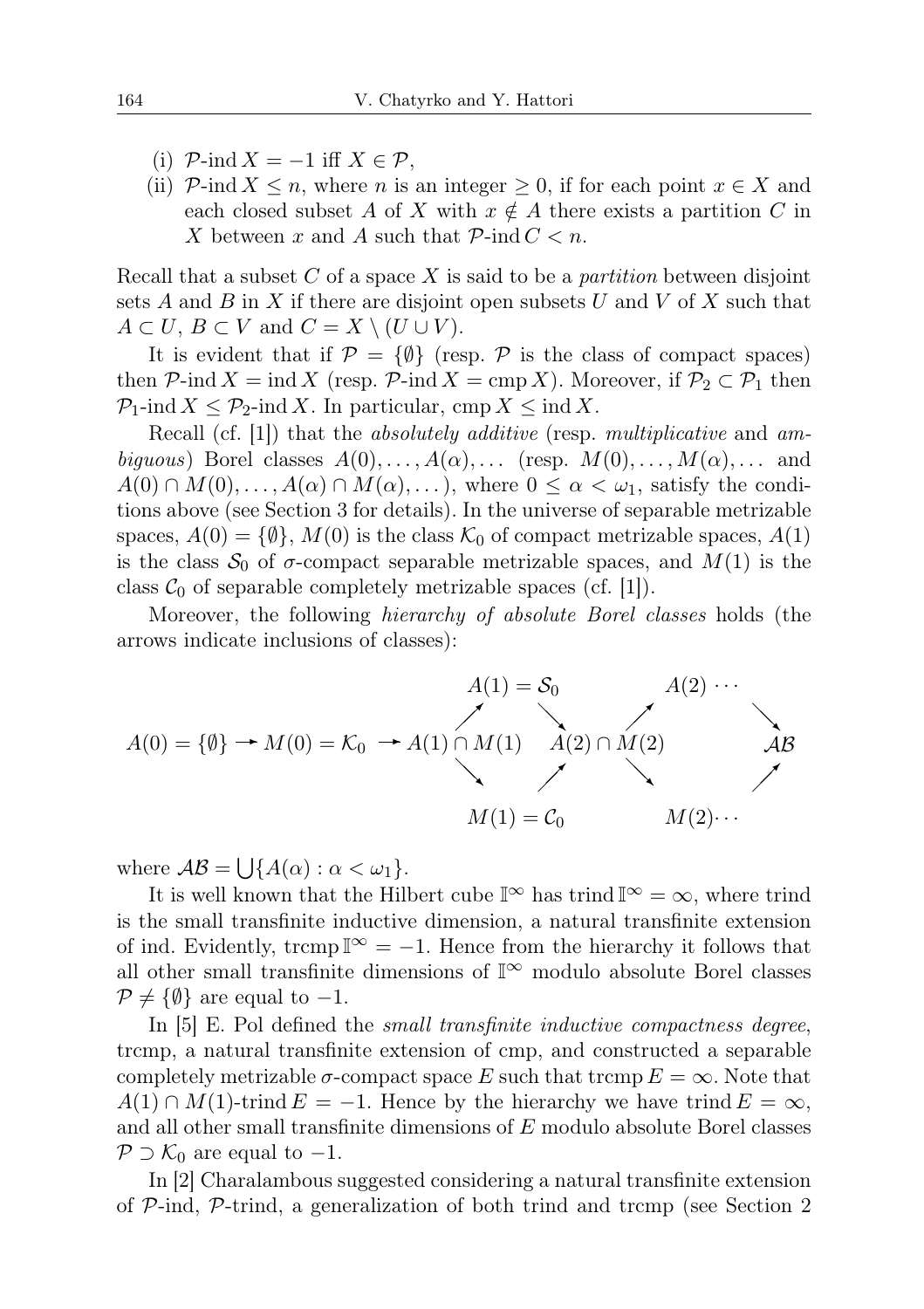(i) $\mathcal{P}\text{-ind}\, X = -1$ iff $X \in \mathcal{P}$,

(ii) $\mathcal{P}\text{-ind}\, X \leq n$, where $n$ is an integer $\geq 0$, if for each point $x \in X$ and each closed subset $A$ of $X$ with $x \notin A$ there exists a partition $C$ in $X$ between $x$ and $A$ such that $\mathcal{P}\text{-ind}\, C < n$.

Recall that a subset $C$ of a space $X$ is said to be a *partition* between disjoint sets $A$ and $B$ in $X$ if there are disjoint open subsets $U$ and $V$ of $X$ such that $A \subset U$, $B \subset V$ and $C = X \setminus (U \cup V)$.

It is evident that if $\mathcal{P} = \{\emptyset\}$ (resp. $\mathcal{P}$ is the class of compact spaces) then $\mathcal{P}\text{-ind}\, X = \operatorname{ind} X$ (resp. $\mathcal{P}\text{-ind}\, X = \operatorname{cmp} X$). Moreover, if $\mathcal{P}_2 \subset \mathcal{P}_1$ then $\mathcal{P}_1\text{-ind}\, X \leq \mathcal{P}_2\text{-ind}\, X$. In particular, $\operatorname{cmp} X \leq \operatorname{ind} X$.

Recall (cf. [1]) that the *absolutely additive* (resp. *multiplicative* and *ambiguous*) Borel classes $A(0), \ldots, A(\alpha), \ldots$ (resp. $M(0), \ldots, M(\alpha), \ldots$ and $A(0) \cap M(0), \ldots, A(\alpha) \cap M(\alpha), \ldots$), where $0 \leq \alpha < \omega_1$, satisfy the conditions above (see Section 3 for details). In the universe of separable metrizable spaces, $A(0) = \{\emptyset\}$, $M(0)$ is the class $\mathcal{K}_0$ of compact metrizable spaces, $A(1)$ is the class $\mathcal{S}_0$ of $\sigma$-compact separable metrizable spaces, and $M(1)$ is the class $\mathcal{C}_0$ of separable completely metrizable spaces (cf. [1]).

Moreover, the following *hierarchy of absolute Borel classes* holds (the arrows indicate inclusions of classes):

$$
\begin{array}{ccccccccc}
 & & & & A(1) = \mathcal{S}_0 & & & A(2) \cdots & \\
 & & & \nearrow & & \searrow & \nearrow & & \searrow \\
A(0) = \{\emptyset\} & \to & M(0) = \mathcal{K}_0 & \to A(1) \cap M(1) & & & A(2) \cap M(2) & & \mathcal{AB} \\
 & & & \searrow & & \nearrow & \searrow & & \nearrow \\
 & & & & M(1) = \mathcal{C}_0 & & & M(2) \cdots &
\end{array}
$$

where $\mathcal{AB} = \bigcup\{A(\alpha) : \alpha < \omega_1\}$.

It is well known that the Hilbert cube $\mathbb{I}^\infty$ has $\operatorname{trind} \mathbb{I}^\infty = \infty$, where trind is the small transfinite inductive dimension, a natural transfinite extension of ind. Evidently, $\operatorname{trcmp} \mathbb{I}^\infty = -1$. Hence from the hierarchy it follows that all other small transfinite dimensions of $\mathbb{I}^\infty$ modulo absolute Borel classes $\mathcal{P} \neq \{\emptyset\}$ are equal to $-1$.

In [5] E. Pol defined the *small transfinite inductive compactness degree*, trcmp, a natural transfinite extension of cmp, and constructed a separable completely metrizable $\sigma$-compact space $E$ such that $\operatorname{trcmp} E = \infty$. Note that $A(1) \cap M(1)\text{-trind}\, E = -1$. Hence by the hierarchy we have $\operatorname{trind} E = \infty$, and all other small transfinite dimensions of $E$ modulo absolute Borel classes $\mathcal{P} \supset \mathcal{K}_0$ are equal to $-1$.

In [2] Charalambous suggested considering a natural transfinite extension of $\mathcal{P}$-ind, $\mathcal{P}$-trind, a generalization of both trind and trcmp (see Section 2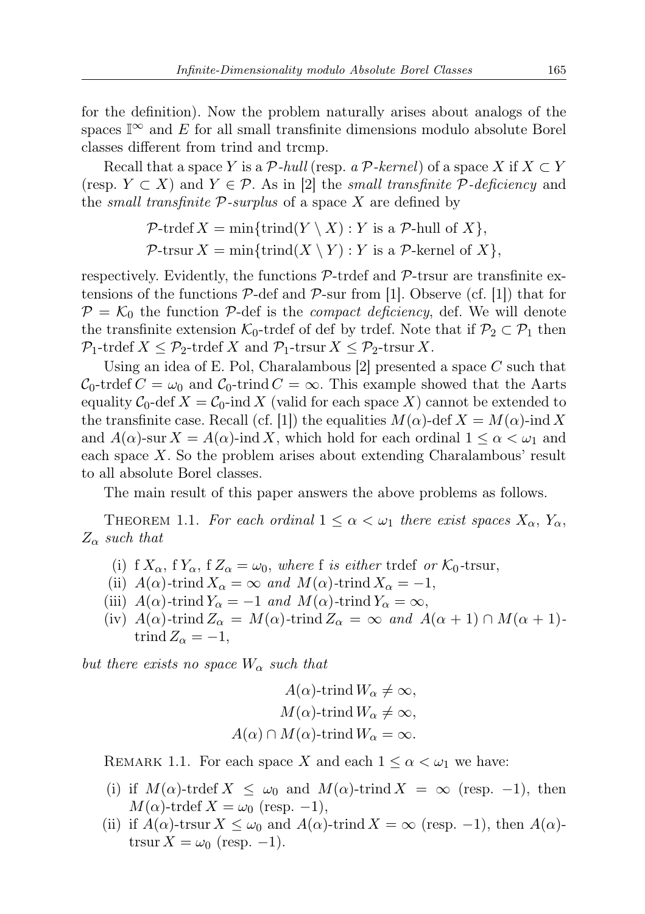for the definition). Now the problem naturally arises about analogs of the spaces $\mathbb{I}^\infty$ and $E$ for all small transfinite dimensions modulo absolute Borel classes different from trind and trcmp.

Recall that a space $Y$ is a $\mathcal{P}$*-hull* (resp. *a* $\mathcal{P}$*-kernel*) of a space $X$ if $X \subset Y$ (resp. $Y \subset X$) and $Y \in \mathcal{P}$. As in [2] the *small transfinite* $\mathcal{P}$*-deficiency* and the *small transfinite* $\mathcal{P}$*-surplus* of a space $X$ are defined by

$$\mathcal{P}\text{-trdef}\, X = \min\{\text{trind}(Y \setminus X) : Y \text{ is a } \mathcal{P}\text{-hull of } X\},$$
$$\mathcal{P}\text{-trsur}\, X = \min\{\text{trind}(X \setminus Y) : Y \text{ is a } \mathcal{P}\text{-kernel of } X\},$$

respectively. Evidently, the functions $\mathcal{P}$-trdef and $\mathcal{P}$-trsur are transfinite extensions of the functions $\mathcal{P}$-def and $\mathcal{P}$-sur from [1]. Observe (cf. [1]) that for $\mathcal{P} = \mathcal{K}_0$ the function $\mathcal{P}$-def is the *compact deficiency*, def. We will denote the transfinite extension $\mathcal{K}_0$-trdef of def by trdef. Note that if $\mathcal{P}_2 \subset \mathcal{P}_1$ then $\mathcal{P}_1$-trdef $X \leq \mathcal{P}_2$-trdef $X$ and $\mathcal{P}_1$-trsur $X \leq \mathcal{P}_2$-trsur $X$.

Using an idea of E. Pol, Charalambous [2] presented a space $C$ such that $\mathcal{C}_0$-trdef $C = \omega_0$ and $\mathcal{C}_0$-trind $C = \infty$. This example showed that the Aarts equality $\mathcal{C}_0$-def $X = \mathcal{C}_0$-ind $X$ (valid for each space $X$) cannot be extended to the transfinite case. Recall (cf. [1]) the equalities $M(\alpha)$-def $X = M(\alpha)$-ind $X$ and $A(\alpha)$-sur $X = A(\alpha)$-ind $X$, which hold for each ordinal $1 \leq \alpha < \omega_1$ and each space $X$. So the problem arises about extending Charalambous' result to all absolute Borel classes.

The main result of this paper answers the above problems as follows.

Theorem 1.1. *For each ordinal $1 \leq \alpha < \omega_1$ there exist spaces $X_\alpha$, $Y_\alpha$, $Z_\alpha$ such that*

(i) $\text{f}\, X_\alpha$, $\text{f}\, Y_\alpha$, $\text{f}\, Z_\alpha = \omega_0$, *where* f *is either* trdef *or* $\mathcal{K}_0$-trsur,
(ii) $A(\alpha)$-trind $X_\alpha = \infty$ *and* $M(\alpha)$-trind $X_\alpha = -1$,
(iii) $A(\alpha)$-trind $Y_\alpha = -1$ *and* $M(\alpha)$-trind $Y_\alpha = \infty$,
(iv) $A(\alpha)$-trind $Z_\alpha = M(\alpha)$-trind $Z_\alpha = \infty$ *and* $A(\alpha+1) \cap M(\alpha+1)$-trind $Z_\alpha = -1$,

*but there exists no space $W_\alpha$ such that*

$$A(\alpha)\text{-trind}\, W_\alpha \neq \infty,$$
$$M(\alpha)\text{-trind}\, W_\alpha \neq \infty,$$
$$A(\alpha) \cap M(\alpha)\text{-trind}\, W_\alpha = \infty.$$

Remark 1.1. For each space $X$ and each $1 \leq \alpha < \omega_1$ we have:

(i) if $M(\alpha)$-trdef $X \leq \omega_0$ and $M(\alpha)$-trind $X = \infty$ (resp. $-1$), then $M(\alpha)$-trdef $X = \omega_0$ (resp. $-1$),
(ii) if $A(\alpha)$-trsur $X \leq \omega_0$ and $A(\alpha)$-trind $X = \infty$ (resp. $-1$), then $A(\alpha)$-trsur $X = \omega_0$ (resp. $-1$).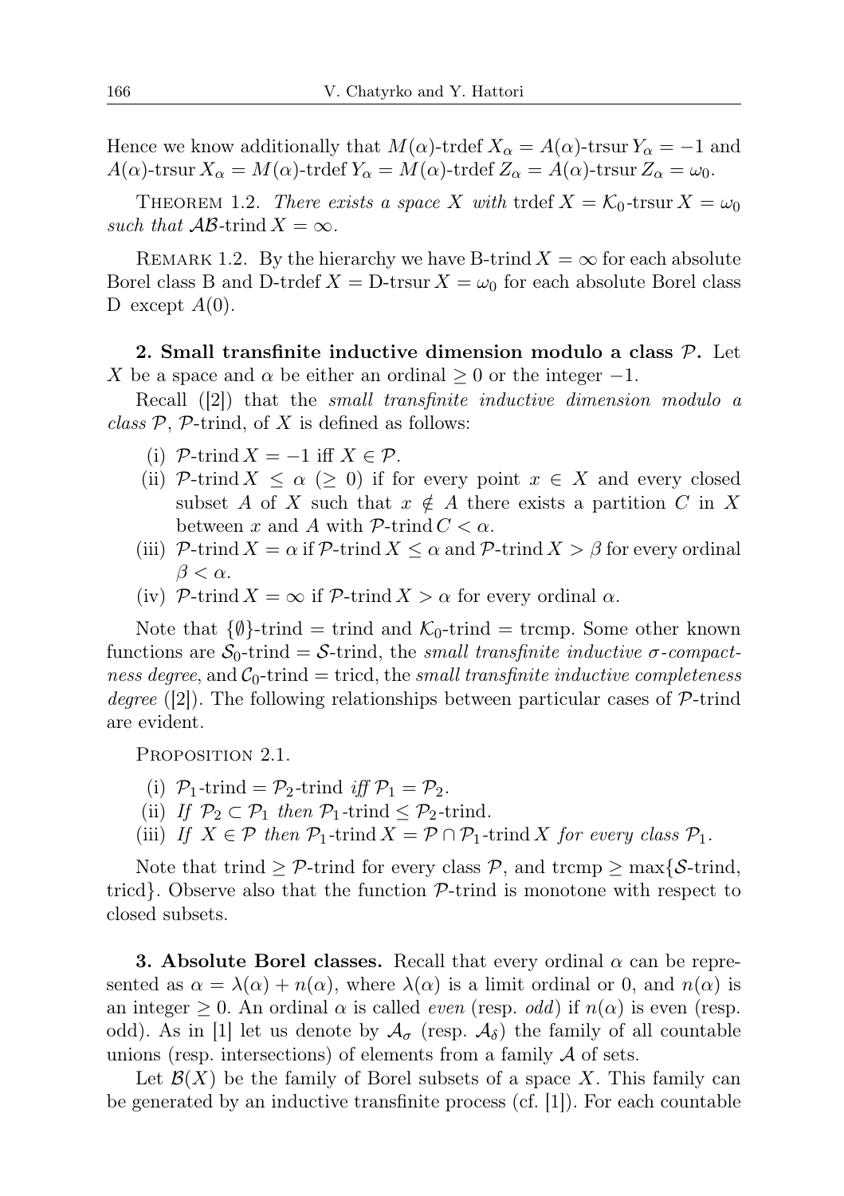Hence we know additionally that $M(\alpha)$-trdef $X_\alpha = A(\alpha)$-trsur $Y_\alpha = -1$ and $A(\alpha)$-trsur $X_\alpha = M(\alpha)$-trdef $Y_\alpha = M(\alpha)$-trdef $Z_\alpha = A(\alpha)$-trsur $Z_\alpha = \omega_0$.

Theorem 1.2. *There exists a space $X$ with* trdef $X = \mathcal{K}_0$-trsur $X = \omega_0$ *such that* $\mathcal{AB}$-trind $X = \infty$.

Remark 1.2. By the hierarchy we have B-trind $X = \infty$ for each absolute Borel class B and D-trdef $X =$ D-trsur $X = \omega_0$ for each absolute Borel class D except $A(0)$.

**2. Small transfinite inductive dimension modulo a class $\mathcal{P}$.** Let $X$ be a space and $\alpha$ be either an ordinal $\geq 0$ or the integer $-1$.

Recall ([2]) that the *small transfinite inductive dimension modulo a class* $\mathcal{P}$, $\mathcal{P}$-trind, of $X$ is defined as follows:

(i) $\mathcal{P}$-trind $X = -1$ iff $X \in \mathcal{P}$.

(ii) $\mathcal{P}$-trind $X \leq \alpha$ $(\geq 0)$ if for every point $x \in X$ and every closed subset $A$ of $X$ such that $x \notin A$ there exists a partition $C$ in $X$ between $x$ and $A$ with $\mathcal{P}$-trind $C < \alpha$.

(iii) $\mathcal{P}$-trind $X = \alpha$ if $\mathcal{P}$-trind $X \leq \alpha$ and $\mathcal{P}$-trind $X > \beta$ for every ordinal $\beta < \alpha$.

(iv) $\mathcal{P}$-trind $X = \infty$ if $\mathcal{P}$-trind $X > \alpha$ for every ordinal $\alpha$.

Note that $\{\emptyset\}$-trind $=$ trind and $\mathcal{K}_0$-trind $=$ trcmp. Some other known functions are $\mathcal{S}_0$-trind $= \mathcal{S}$-trind, the *small transfinite inductive $\sigma$-compactness degree*, and $\mathcal{C}_0$-trind $=$ tricd, the *small transfinite inductive completeness degree* ([2]). The following relationships between particular cases of $\mathcal{P}$-trind are evident.

Proposition 2.1.

(i) $\mathcal{P}_1$-trind $= \mathcal{P}_2$-trind *iff* $\mathcal{P}_1 = \mathcal{P}_2$.

(ii) *If* $\mathcal{P}_2 \subset \mathcal{P}_1$ *then* $\mathcal{P}_1$-trind $\leq \mathcal{P}_2$-trind.

(iii) *If* $X \in \mathcal{P}$ *then* $\mathcal{P}_1$-trind $X = \mathcal{P} \cap \mathcal{P}_1$-trind $X$ *for every class* $\mathcal{P}_1$.

Note that trind $\geq \mathcal{P}$-trind for every class $\mathcal{P}$, and trcmp $\geq \max\{\mathcal{S}$-trind, tricd$\}$. Observe also that the function $\mathcal{P}$-trind is monotone with respect to closed subsets.

**3. Absolute Borel classes.** Recall that every ordinal $\alpha$ can be represented as $\alpha = \lambda(\alpha) + n(\alpha)$, where $\lambda(\alpha)$ is a limit ordinal or 0, and $n(\alpha)$ is an integer $\geq 0$. An ordinal $\alpha$ is called *even* (resp. *odd*) if $n(\alpha)$ is even (resp. odd). As in [1] let us denote by $\mathcal{A}_\sigma$ (resp. $\mathcal{A}_\delta$) the family of all countable unions (resp. intersections) of elements from a family $\mathcal{A}$ of sets.

Let $\mathcal{B}(X)$ be the family of Borel subsets of a space $X$. This family can be generated by an inductive transfinite process (cf. [1]). For each countable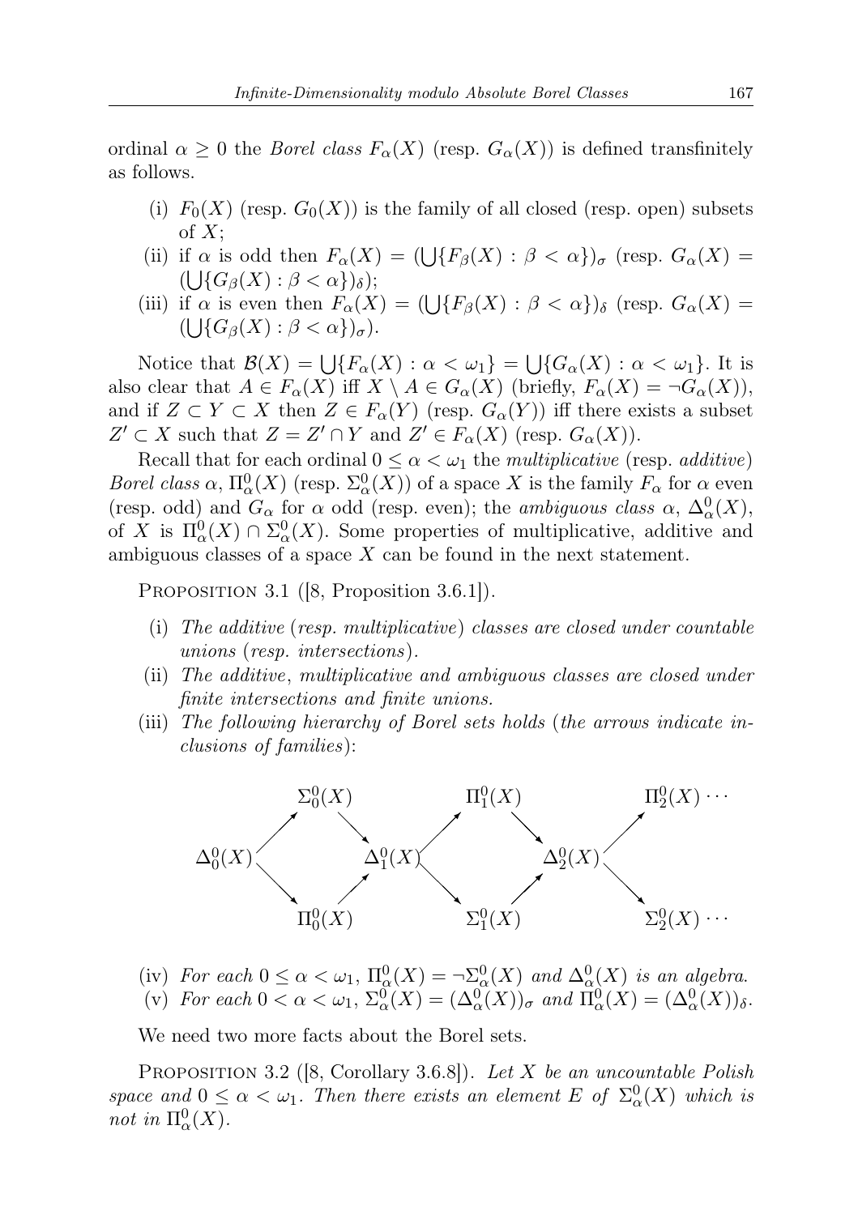ordinal $\alpha \geq 0$ the *Borel class* $F_\alpha(X)$ (resp. $G_\alpha(X)$) is defined transfinitely as follows.

(i) $F_0(X)$ (resp. $G_0(X)$) is the family of all closed (resp. open) subsets of $X$;

(ii) if $\alpha$ is odd then $F_\alpha(X) = (\bigcup\{F_\beta(X) : \beta < \alpha\})_\sigma$ (resp. $G_\alpha(X) = (\bigcup\{G_\beta(X) : \beta < \alpha\})_\delta$);

(iii) if $\alpha$ is even then $F_\alpha(X) = (\bigcup\{F_\beta(X) : \beta < \alpha\})_\delta$ (resp. $G_\alpha(X) = (\bigcup\{G_\beta(X) : \beta < \alpha\})_\sigma$).

Notice that $\mathcal{B}(X) = \bigcup\{F_\alpha(X) : \alpha < \omega_1\} = \bigcup\{G_\alpha(X) : \alpha < \omega_1\}$. It is also clear that $A \in F_\alpha(X)$ iff $X \setminus A \in G_\alpha(X)$ (briefly, $F_\alpha(X) = \neg G_\alpha(X)$), and if $Z \subset Y \subset X$ then $Z \in F_\alpha(Y)$ (resp. $G_\alpha(Y)$) iff there exists a subset $Z' \subset X$ such that $Z = Z' \cap Y$ and $Z' \in F_\alpha(X)$ (resp. $G_\alpha(X)$).

Recall that for each ordinal $0 \leq \alpha < \omega_1$ the *multiplicative* (resp. *additive*) *Borel class* $\alpha$, $\Pi^0_\alpha(X)$ (resp. $\Sigma^0_\alpha(X)$) of a space $X$ is the family $F_\alpha$ for $\alpha$ even (resp. odd) and $G_\alpha$ for $\alpha$ odd (resp. even); the *ambiguous class* $\alpha$, $\Delta^0_\alpha(X)$, of $X$ is $\Pi^0_\alpha(X) \cap \Sigma^0_\alpha(X)$. Some properties of multiplicative, additive and ambiguous classes of a space $X$ can be found in the next statement.

Proposition 3.1 ([8, Proposition 3.6.1]).

(i) *The additive* (*resp. multiplicative*) *classes are closed under countable unions* (*resp. intersections*).

(ii) *The additive*, *multiplicative and ambiguous classes are closed under finite intersections and finite unions.*

(iii) *The following hierarchy of Borel sets holds* (*the arrows indicate inclusions of families*):

$$
\begin{array}{ccccccccc}
 & \Sigma^0_0(X) & & & \Pi^0_1(X) & & & \Pi^0_2(X) \cdots \\
 \nearrow & & \searrow & \nearrow & & \searrow & \nearrow & \\
\Delta^0_0(X) & & & \Delta^0_1(X) & & & \Delta^0_2(X) & \\
 \searrow & & \nearrow & \searrow & & \nearrow & \searrow & \\
 & \Pi^0_0(X) & & & \Sigma^0_1(X) & & & \Sigma^0_2(X) \cdots
\end{array}
$$

(iv) *For each* $0 \leq \alpha < \omega_1$, $\Pi^0_\alpha(X) = \neg\Sigma^0_\alpha(X)$ *and* $\Delta^0_\alpha(X)$ *is an algebra.*

(v) *For each* $0 < \alpha < \omega_1$, $\Sigma^0_\alpha(X) = (\Delta^0_\alpha(X))_\sigma$ *and* $\Pi^0_\alpha(X) = (\Delta^0_\alpha(X))_\delta$.

We need two more facts about the Borel sets.

Proposition 3.2 ([8, Corollary 3.6.8]). *Let $X$ be an uncountable Polish space and $0 \leq \alpha < \omega_1$. Then there exists an element $E$ of $\Sigma^0_\alpha(X)$ which is not in $\Pi^0_\alpha(X)$.*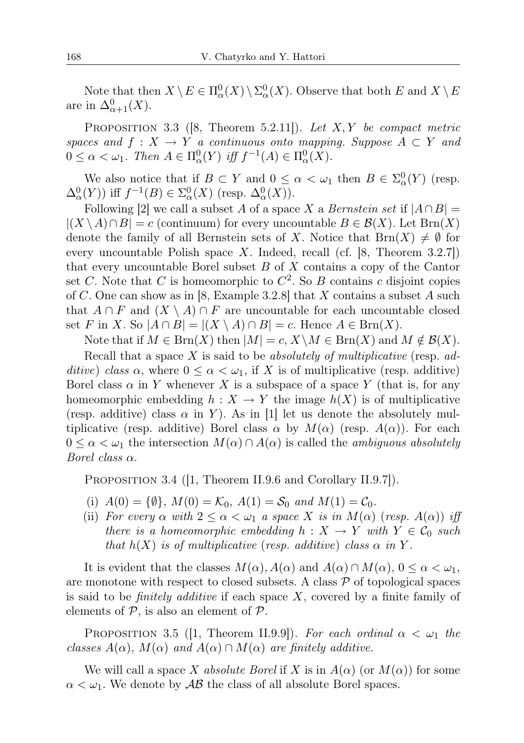Note that then $X \setminus E \in \Pi^0_\alpha(X) \setminus \Sigma^0_\alpha(X)$. Observe that both $E$ and $X \setminus E$ are in $\Delta^0_{\alpha+1}(X)$.

Proposition 3.3 ([8, Theorem 5.2.11]). *Let $X, Y$ be compact metric spaces and $f : X \to Y$ a continuous onto mapping. Suppose $A \subset Y$ and $0 \le \alpha < \omega_1$. Then $A \in \Pi^0_\alpha(Y)$ iff $f^{-1}(A) \in \Pi^0_\alpha(X)$.*

We also notice that if $B \subset Y$ and $0 \le \alpha < \omega_1$ then $B \in \Sigma^0_\alpha(Y)$ (resp. $\Delta^0_\alpha(Y)$) iff $f^{-1}(B) \in \Sigma^0_\alpha(X)$ (resp. $\Delta^0_\alpha(X)$).

Following [2] we call a subset $A$ of a space $X$ a *Bernstein set* if $|A \cap B| = |(X \setminus A) \cap B| = c$ (continuum) for every uncountable $B \in \mathcal{B}(X)$. Let $\mathrm{Brn}(X)$ denote the family of all Bernstein sets of $X$. Notice that $\mathrm{Brn}(X) \ne \emptyset$ for every uncountable Polish space $X$. Indeed, recall (cf. [8, Theorem 3.2.7]) that every uncountable Borel subset $B$ of $X$ contains a copy of the Cantor set $C$. Note that $C$ is homeomorphic to $C^2$. So $B$ contains $c$ disjoint copies of $C$. One can show as in [8, Example 3.2.8] that $X$ contains a subset $A$ such that $A \cap F$ and $(X \setminus A) \cap F$ are uncountable for each uncountable closed set $F$ in $X$. So $|A \cap B| = |(X \setminus A) \cap B| = c$. Hence $A \in \mathrm{Brn}(X)$.

Note that if $M \in \mathrm{Brn}(X)$ then $|M| = c$, $X \setminus M \in \mathrm{Brn}(X)$ and $M \notin \mathcal{B}(X)$.

Recall that a space $X$ is said to be *absolutely of multiplicative* (resp. *additive*) *class* $\alpha$, where $0 \le \alpha < \omega_1$, if $X$ is of multiplicative (resp. additive) Borel class $\alpha$ in $Y$ whenever $X$ is a subspace of a space $Y$ (that is, for any homeomorphic embedding $h : X \to Y$ the image $h(X)$ is of multiplicative (resp. additive) class $\alpha$ in $Y$). As in [1] let us denote the absolutely multiplicative (resp. additive) Borel class $\alpha$ by $M(\alpha)$ (resp. $A(\alpha)$). For each $0 \le \alpha < \omega_1$ the intersection $M(\alpha) \cap A(\alpha)$ is called the *ambiguous absolutely Borel class* $\alpha$.

Proposition 3.4 ([1, Theorem II.9.6 and Corollary II.9.7]).

- (i) *$A(0) = \{\emptyset\}$, $M(0) = \mathcal{K}_0$, $A(1) = \mathcal{S}_0$ and $M(1) = \mathcal{C}_0$.*
- (ii) *For every $\alpha$ with $2 \le \alpha < \omega_1$ a space $X$ is in $M(\alpha)$ (resp. $A(\alpha)$) iff there is a homeomorphic embedding $h : X \to Y$ with $Y \in \mathcal{C}_0$ such that $h(X)$ is of multiplicative (resp. additive) class $\alpha$ in $Y$.*

It is evident that the classes $M(\alpha)$, $A(\alpha)$ and $A(\alpha) \cap M(\alpha)$, $0 \le \alpha < \omega_1$, are monotone with respect to closed subsets. A class $\mathcal{P}$ of topological spaces is said to be *finitely additive* if each space $X$, covered by a finite family of elements of $\mathcal{P}$, is also an element of $\mathcal{P}$.

Proposition 3.5 ([1, Theorem II.9.9]). *For each ordinal $\alpha < \omega_1$ the classes $A(\alpha)$, $M(\alpha)$ and $A(\alpha) \cap M(\alpha)$ are finitely additive.*

We will call a space $X$ *absolute Borel* if $X$ is in $A(\alpha)$ (or $M(\alpha)$) for some $\alpha < \omega_1$. We denote by $\mathcal{AB}$ the class of all absolute Borel spaces.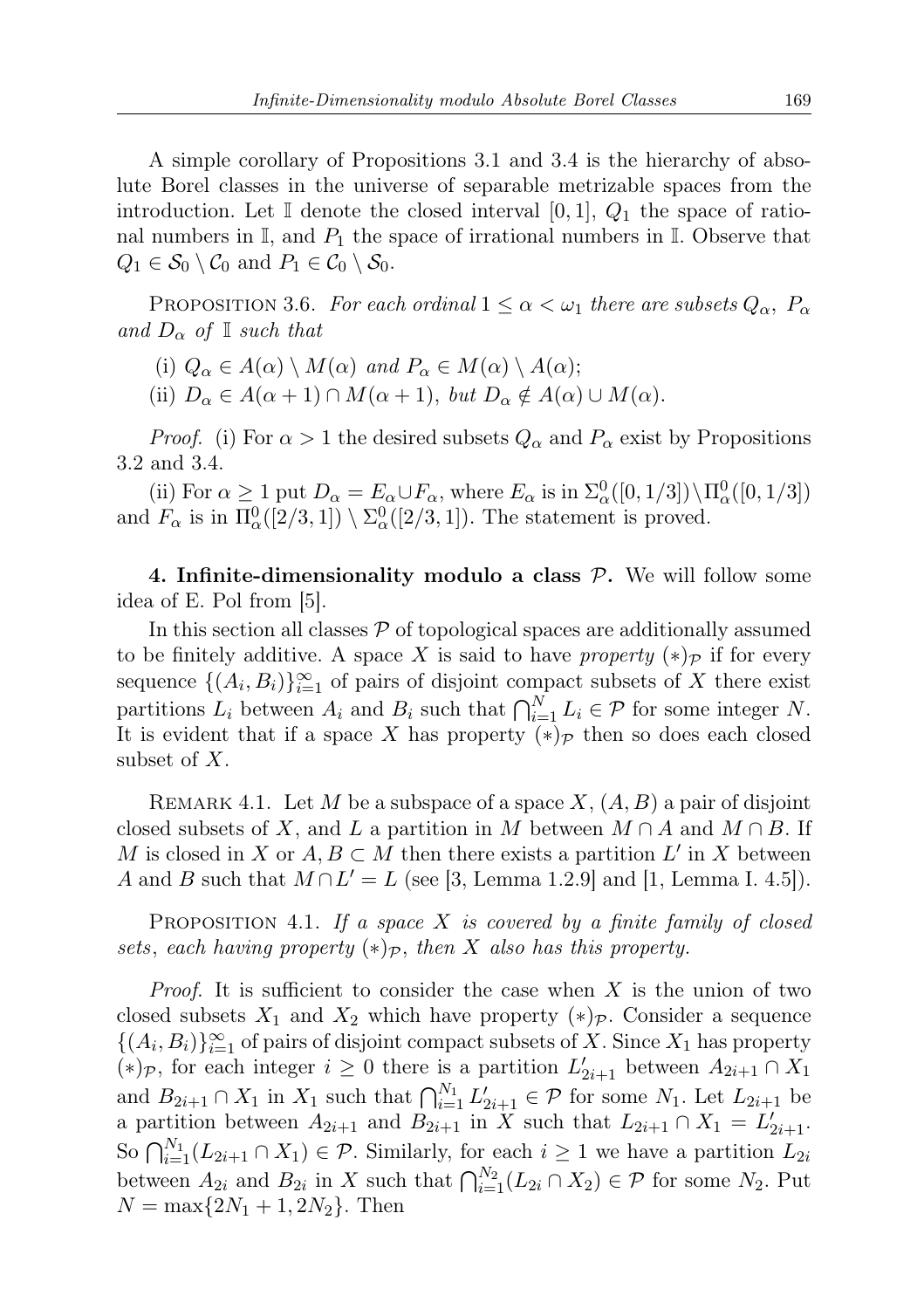A simple corollary of Propositions 3.1 and 3.4 is the hierarchy of absolute Borel classes in the universe of separable metrizable spaces from the introduction. Let $\mathbb{I}$ denote the closed interval $[0,1]$, $Q_1$ the space of rational numbers in $\mathbb{I}$, and $P_1$ the space of irrational numbers in $\mathbb{I}$. Observe that $Q_1 \in \mathcal{S}_0 \setminus \mathcal{C}_0$ and $P_1 \in \mathcal{C}_0 \setminus \mathcal{S}_0$.

Proposition 3.6. *For each ordinal* $1 \leq \alpha < \omega_1$ *there are subsets* $Q_\alpha$, $P_\alpha$ *and* $D_\alpha$ *of* $\mathbb{I}$ *such that*

(i) $Q_\alpha \in A(\alpha) \setminus M(\alpha)$ *and* $P_\alpha \in M(\alpha) \setminus A(\alpha)$;

(ii) $D_\alpha \in A(\alpha+1) \cap M(\alpha+1)$, *but* $D_\alpha \notin A(\alpha) \cup M(\alpha)$.

*Proof.* (i) For $\alpha > 1$ the desired subsets $Q_\alpha$ and $P_\alpha$ exist by Propositions 3.2 and 3.4.

(ii) For $\alpha \geq 1$ put $D_\alpha = E_\alpha \cup F_\alpha$, where $E_\alpha$ is in $\Sigma^0_\alpha([0,1/3]) \setminus \Pi^0_\alpha([0,1/3])$ and $F_\alpha$ is in $\Pi^0_\alpha([2/3,1]) \setminus \Sigma^0_\alpha([2/3,1])$. The statement is proved.

**4. Infinite-dimensionality modulo a class $\mathcal{P}$.** We will follow some idea of E. Pol from [5].

In this section all classes $\mathcal{P}$ of topological spaces are additionally assumed to be finitely additive. A space $X$ is said to have *property* $(*)_\mathcal{P}$ if for every sequence $\{(A_i,B_i)\}_{i=1}^\infty$ of pairs of disjoint compact subsets of $X$ there exist partitions $L_i$ between $A_i$ and $B_i$ such that $\bigcap_{i=1}^N L_i \in \mathcal{P}$ for some integer $N$. It is evident that if a space $X$ has property $(*)_\mathcal{P}$ then so does each closed subset of $X$.

Remark 4.1. Let $M$ be a subspace of a space $X$, $(A,B)$ a pair of disjoint closed subsets of $X$, and $L$ a partition in $M$ between $M \cap A$ and $M \cap B$. If $M$ is closed in $X$ or $A,B \subset M$ then there exists a partition $L'$ in $X$ between $A$ and $B$ such that $M \cap L' = L$ (see [3, Lemma 1.2.9] and [1, Lemma I. 4.5]).

Proposition 4.1. *If a space* $X$ *is covered by a finite family of closed sets, each having property* $(*)_\mathcal{P}$, *then* $X$ *also has this property.*

*Proof.* It is sufficient to consider the case when $X$ is the union of two closed subsets $X_1$ and $X_2$ which have property $(*)_\mathcal{P}$. Consider a sequence $\{(A_i,B_i)\}_{i=1}^\infty$ of pairs of disjoint compact subsets of $X$. Since $X_1$ has property $(*)_\mathcal{P}$, for each integer $i \geq 0$ there is a partition $L'_{2i+1}$ between $A_{2i+1} \cap X_1$ and $B_{2i+1} \cap X_1$ in $X_1$ such that $\bigcap_{i=1}^{N_1} L'_{2i+1} \in \mathcal{P}$ for some $N_1$. Let $L_{2i+1}$ be a partition between $A_{2i+1}$ and $B_{2i+1}$ in $X$ such that $L_{2i+1} \cap X_1 = L'_{2i+1}$. So $\bigcap_{i=1}^{N_1}(L_{2i+1} \cap X_1) \in \mathcal{P}$. Similarly, for each $i \geq 1$ we have a partition $L_{2i}$ between $A_{2i}$ and $B_{2i}$ in $X$ such that $\bigcap_{i=1}^{N_2}(L_{2i} \cap X_2) \in \mathcal{P}$ for some $N_2$. Put $N = \max\{2N_1+1, 2N_2\}$. Then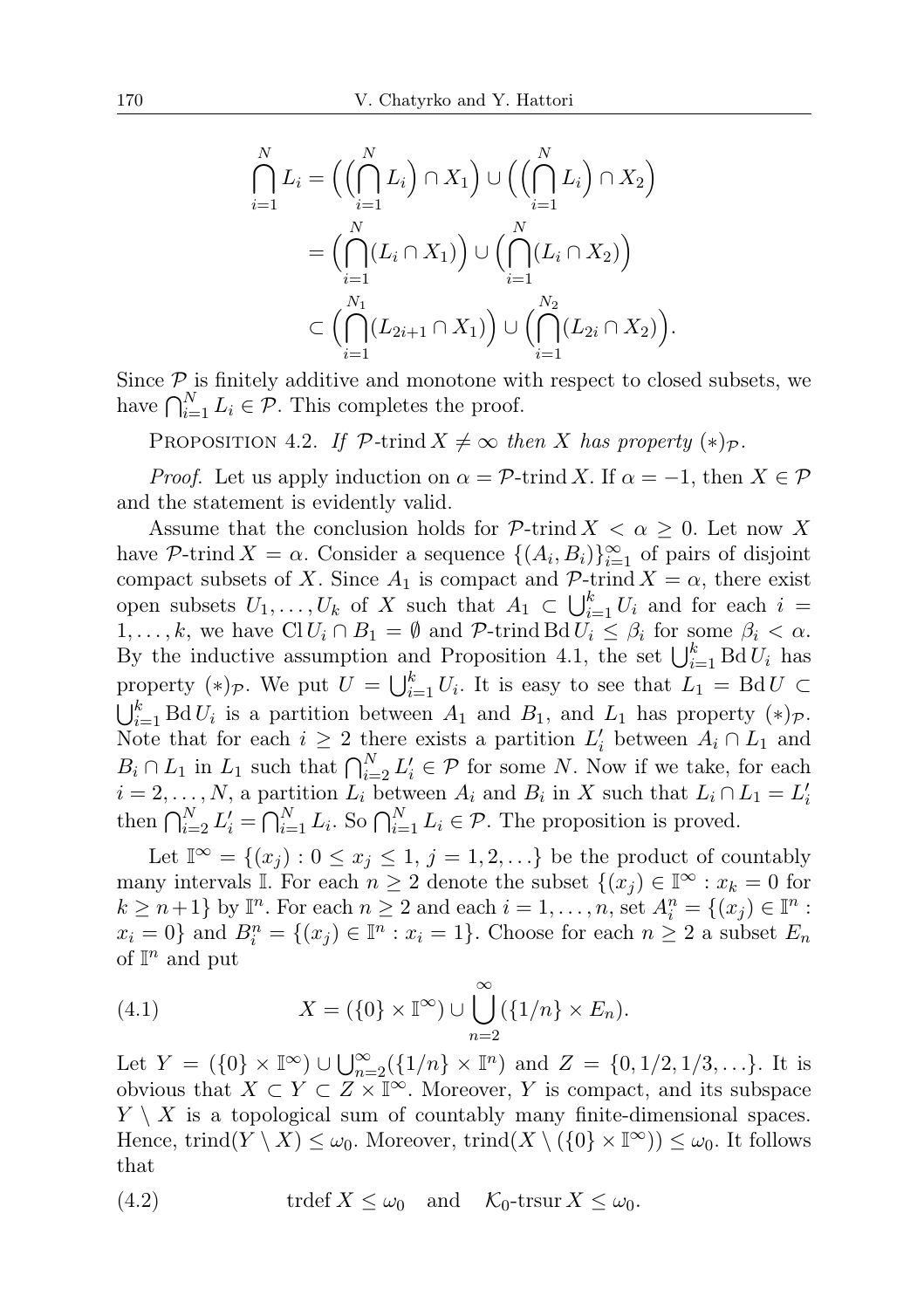$$\bigcap_{i=1}^{N} L_i = \Big(\Big(\bigcap_{i=1}^{N} L_i\Big) \cap X_1\Big) \cup \Big(\Big(\bigcap_{i=1}^{N} L_i\Big) \cap X_2\Big)$$
$$= \Big(\bigcap_{i=1}^{N} (L_i \cap X_1)\Big) \cup \Big(\bigcap_{i=1}^{N} (L_i \cap X_2)\Big)$$
$$\subset \Big(\bigcap_{i=1}^{N_1} (L_{2i+1} \cap X_1)\Big) \cup \Big(\bigcap_{i=1}^{N_2} (L_{2i} \cap X_2)\Big).$$

Since $\mathcal{P}$ is finitely additive and monotone with respect to closed subsets, we have $\bigcap_{i=1}^{N} L_i \in \mathcal{P}$. This completes the proof.

PROPOSITION 4.2. *If $\mathcal{P}\text{-trind}\, X \neq \infty$ then $X$ has property $(*)_{\mathcal{P}}$.*

*Proof.* Let us apply induction on $\alpha = \mathcal{P}\text{-trind}\, X$. If $\alpha = -1$, then $X \in \mathcal{P}$ and the statement is evidently valid.

Assume that the conclusion holds for $\mathcal{P}\text{-trind}\, X < \alpha \geq 0$. Let now $X$ have $\mathcal{P}\text{-trind}\, X = \alpha$. Consider a sequence $\{(A_i, B_i)\}_{i=1}^{\infty}$ of pairs of disjoint compact subsets of $X$. Since $A_1$ is compact and $\mathcal{P}\text{-trind}\, X = \alpha$, there exist open subsets $U_1, \ldots, U_k$ of $X$ such that $A_1 \subset \bigcup_{i=1}^{k} U_i$ and for each $i = 1, \ldots, k$, we have $\mathrm{Cl}\, U_i \cap B_1 = \emptyset$ and $\mathcal{P}\text{-trind}\, \mathrm{Bd}\, U_i \leq \beta_i$ for some $\beta_i < \alpha$. By the inductive assumption and Proposition 4.1, the set $\bigcup_{i=1}^{k} \mathrm{Bd}\, U_i$ has property $(*)_{\mathcal{P}}$. We put $U = \bigcup_{i=1}^{k} U_i$. It is easy to see that $L_1 = \mathrm{Bd}\, U \subset \bigcup_{i=1}^{k} \mathrm{Bd}\, U_i$ is a partition between $A_1$ and $B_1$, and $L_1$ has property $(*)_{\mathcal{P}}$. Note that for each $i \geq 2$ there exists a partition $L'_i$ between $A_i \cap L_1$ and $B_i \cap L_1$ in $L_1$ such that $\bigcap_{i=2}^{N} L'_i \in \mathcal{P}$ for some $N$. Now if we take, for each $i = 2, \ldots, N$, a partition $L_i$ between $A_i$ and $B_i$ in $X$ such that $L_i \cap L_1 = L'_i$ then $\bigcap_{i=2}^{N} L'_i = \bigcap_{i=1}^{N} L_i$. So $\bigcap_{i=1}^{N} L_i \in \mathcal{P}$. The proposition is proved.

Let $\mathbb{I}^{\infty} = \{(x_j) : 0 \leq x_j \leq 1,\ j = 1, 2, \ldots\}$ be the product of countably many intervals $\mathbb{I}$. For each $n \geq 2$ denote the subset $\{(x_j) \in \mathbb{I}^{\infty} : x_k = 0$ for $k \geq n+1\}$ by $\mathbb{I}^n$. For each $n \geq 2$ and each $i = 1, \ldots, n$, set $A_i^n = \{(x_j) \in \mathbb{I}^n : x_i = 0\}$ and $B_i^n = \{(x_j) \in \mathbb{I}^n : x_i = 1\}$. Choose for each $n \geq 2$ a subset $E_n$ of $\mathbb{I}^n$ and put

$$X = (\{0\} \times \mathbb{I}^{\infty}) \cup \bigcup_{n=2}^{\infty} (\{1/n\} \times E_n). \tag{4.1}$$

Let $Y = (\{0\} \times \mathbb{I}^{\infty}) \cup \bigcup_{n=2}^{\infty} (\{1/n\} \times \mathbb{I}^n)$ and $Z = \{0, 1/2, 1/3, \ldots\}$. It is obvious that $X \subset Y \subset Z \times \mathbb{I}^{\infty}$. Moreover, $Y$ is compact, and its subspace $Y \setminus X$ is a topological sum of countably many finite-dimensional spaces. Hence, $\mathrm{trind}(Y \setminus X) \leq \omega_0$. Moreover, $\mathrm{trind}(X \setminus (\{0\} \times \mathbb{I}^{\infty})) \leq \omega_0$. It follows that

$$\mathrm{trdef}\, X \leq \omega_0 \quad \text{and} \quad \mathcal{K}_0\text{-trsur}\, X \leq \omega_0. \tag{4.2}$$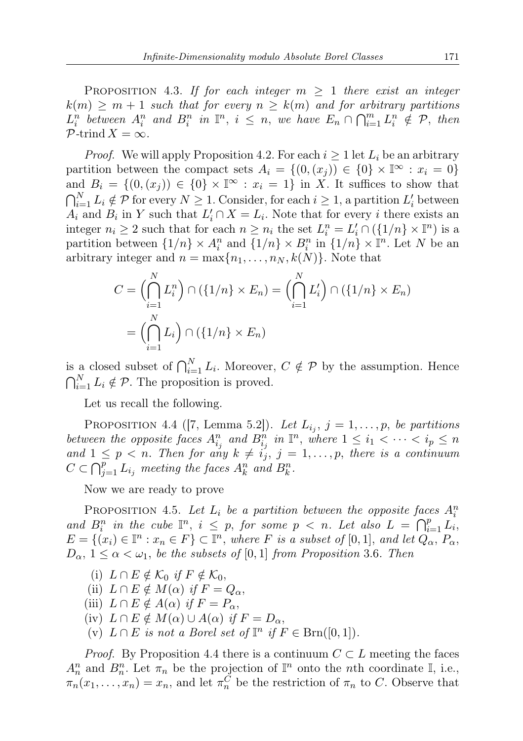Proposition 4.3. *If for each integer $m \geq 1$ there exist an integer $k(m) \geq m+1$ such that for every $n \geq k(m)$ and for arbitrary partitions $L_i^n$ between $A_i^n$ and $B_i^n$ in $\mathbb{I}^n$, $i \leq n$, we have $E_n \cap \bigcap_{i=1}^m L_i^n \notin \mathcal{P}$, then $\mathcal{P}\text{-trind}\, X = \infty$.*

*Proof.* We will apply Proposition 4.2. For each $i \geq 1$ let $L_i$ be an arbitrary partition between the compact sets $A_i = \{(0,(x_j)) \in \{0\} \times \mathbb{I}^\infty : x_i = 0\}$ and $B_i = \{(0,(x_j)) \in \{0\} \times \mathbb{I}^\infty : x_i = 1\}$ in $X$. It suffices to show that $\bigcap_{i=1}^N L_i \notin \mathcal{P}$ for every $N \geq 1$. Consider, for each $i \geq 1$, a partition $L_i'$ between $A_i$ and $B_i$ in $Y$ such that $L_i' \cap X = L_i$. Note that for every $i$ there exists an integer $n_i \geq 2$ such that for each $n \geq n_i$ the set $L_i^n = L_i' \cap (\{1/n\} \times \mathbb{I}^n)$ is a partition between $\{1/n\} \times A_i^n$ and $\{1/n\} \times B_i^n$ in $\{1/n\} \times \mathbb{I}^n$. Let $N$ be an arbitrary integer and $n = \max\{n_1, \dots, n_N, k(N)\}$. Note that

$$
\begin{aligned}
C = \Big(\bigcap_{i=1}^N L_i^n\Big) \cap (\{1/n\} \times E_n) &= \Big(\bigcap_{i=1}^N L_i'\Big) \cap (\{1/n\} \times E_n) \\
&= \Big(\bigcap_{i=1}^N L_i\Big) \cap (\{1/n\} \times E_n)
\end{aligned}
$$

is a closed subset of $\bigcap_{i=1}^N L_i$. Moreover, $C \notin \mathcal{P}$ by the assumption. Hence $\bigcap_{i=1}^N L_i \notin \mathcal{P}$. The proposition is proved.

Let us recall the following.

Proposition 4.4 ([7, Lemma 5.2]). *Let $L_{i_j}$, $j = 1, \dots, p$, be partitions between the opposite faces $A_{i_j}^n$ and $B_{i_j}^n$ in $\mathbb{I}^n$, where $1 \leq i_1 < \dots < i_p \leq n$ and $1 \leq p < n$. Then for any $k \neq i_j$, $j = 1, \dots, p$, there is a continuum $C \subset \bigcap_{j=1}^p L_{i_j}$ meeting the faces $A_k^n$ and $B_k^n$.*

Now we are ready to prove

Proposition 4.5. *Let $L_i$ be a partition between the opposite faces $A_i^n$ and $B_i^n$ in the cube $\mathbb{I}^n$, $i \leq p$, for some $p < n$. Let also $L = \bigcap_{i=1}^p L_i$, $E = \{(x_i) \in \mathbb{I}^n : x_n \in F\} \subset \mathbb{I}^n$, where $F$ is a subset of $[0,1]$, and let $Q_\alpha$, $P_\alpha$, $D_\alpha$, $1 \leq \alpha < \omega_1$, be the subsets of $[0,1]$ from Proposition 3.6. Then*

- (i) *$L \cap E \notin \mathcal{K}_0$ if $F \notin \mathcal{K}_0$,*
- (ii) *$L \cap E \notin M(\alpha)$ if $F = Q_\alpha$,*
- (iii) *$L \cap E \notin A(\alpha)$ if $F = P_\alpha$,*
- (iv) *$L \cap E \notin M(\alpha) \cup A(\alpha)$ if $F = D_\alpha$,*
- (v) *$L \cap E$ is not a Borel set of $\mathbb{I}^n$ if $F \in \mathrm{Brn}([0,1])$.*

*Proof.* By Proposition 4.4 there is a continuum $C \subset L$ meeting the faces $A_n^n$ and $B_n^n$. Let $\pi_n$ be the projection of $\mathbb{I}^n$ onto the $n$th coordinate $\mathbb{I}$, i.e., $\pi_n(x_1, \dots, x_n) = x_n$, and let $\pi_n^C$ be the restriction of $\pi_n$ to $C$. Observe that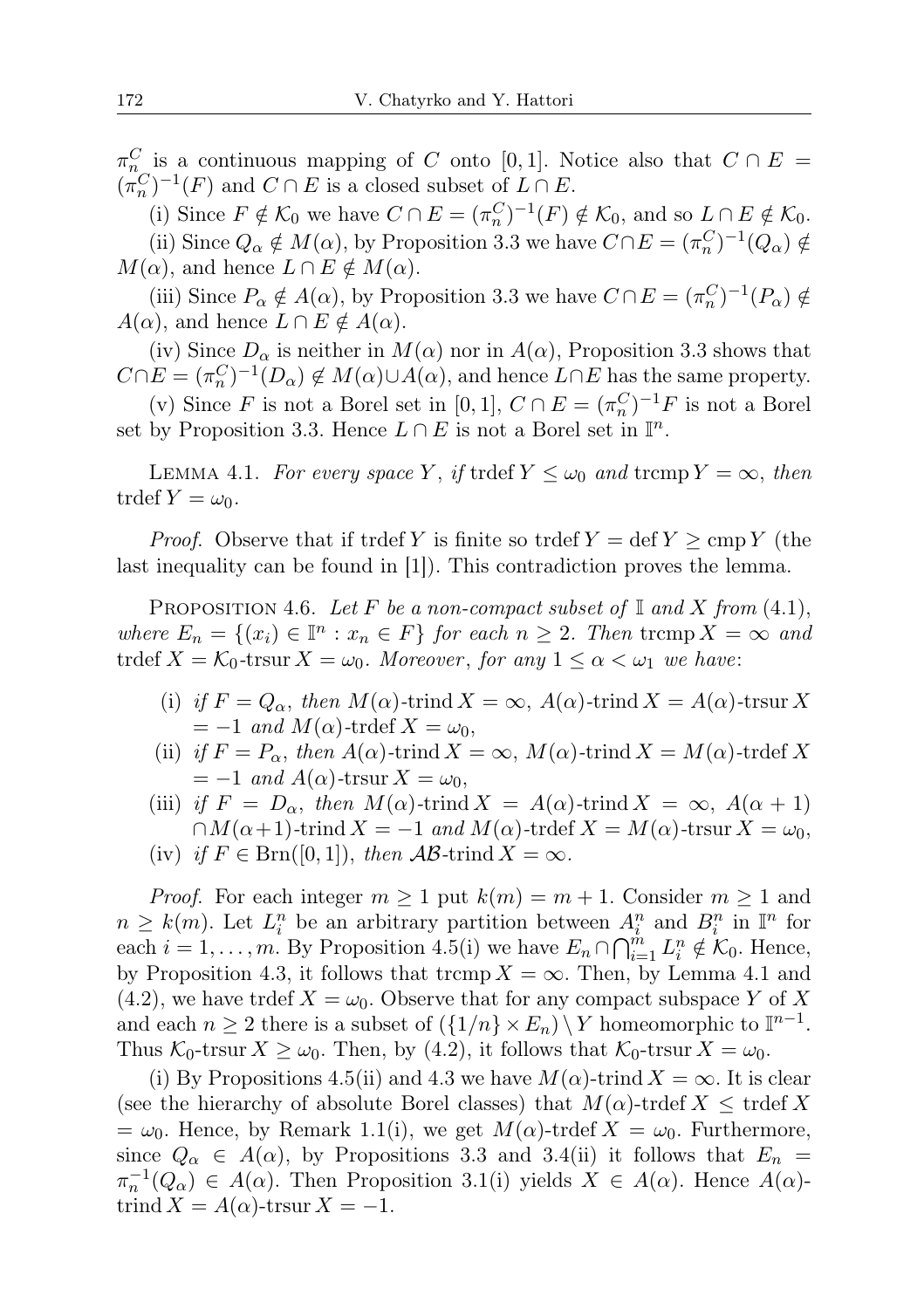$\pi_n^C$ is a continuous mapping of $C$ onto $[0,1]$. Notice also that $C \cap E = (\pi_n^C)^{-1}(F)$ and $C \cap E$ is a closed subset of $L \cap E$.

(i) Since $F \notin \mathcal{K}_0$ we have $C \cap E = (\pi_n^C)^{-1}(F) \notin \mathcal{K}_0$, and so $L \cap E \notin \mathcal{K}_0$.

(ii) Since $Q_\alpha \notin M(\alpha)$, by Proposition 3.3 we have $C \cap E = (\pi_n^C)^{-1}(Q_\alpha) \notin M(\alpha)$, and hence $L \cap E \notin M(\alpha)$.

(iii) Since $P_\alpha \notin A(\alpha)$, by Proposition 3.3 we have $C \cap E = (\pi_n^C)^{-1}(P_\alpha) \notin A(\alpha)$, and hence $L \cap E \notin A(\alpha)$.

(iv) Since $D_\alpha$ is neither in $M(\alpha)$ nor in $A(\alpha)$, Proposition 3.3 shows that $C \cap E = (\pi_n^C)^{-1}(D_\alpha) \notin M(\alpha) \cup A(\alpha)$, and hence $L \cap E$ has the same property.

(v) Since $F$ is not a Borel set in $[0,1]$, $C \cap E = (\pi_n^C)^{-1}F$ is not a Borel set by Proposition 3.3. Hence $L \cap E$ is not a Borel set in $\mathbb{I}^n$.

Lemma 4.1. *For every space $Y$, if $\operatorname{trdef} Y \le \omega_0$ and $\operatorname{trcmp} Y = \infty$, then $\operatorname{trdef} Y = \omega_0$.*

*Proof.* Observe that if $\operatorname{trdef} Y$ is finite so $\operatorname{trdef} Y = \operatorname{def} Y \ge \operatorname{cmp} Y$ (the last inequality can be found in [1]). This contradiction proves the lemma.

Proposition 4.6. *Let $F$ be a non-compact subset of $\mathbb{I}$ and $X$ from (4.1), where $E_n = \{(x_i) \in \mathbb{I}^n : x_n \in F\}$ for each $n \ge 2$. Then $\operatorname{trcmp} X = \infty$ and $\operatorname{trdef} X = \mathcal{K}_0\text{-}\operatorname{trsur} X = \omega_0$. Moreover, for any $1 \le \alpha < \omega_1$ we have:*

- (i) *if $F = Q_\alpha$, then $M(\alpha)\text{-}\operatorname{trind} X = \infty$, $A(\alpha)\text{-}\operatorname{trind} X = A(\alpha)\text{-}\operatorname{trsur} X = -1$ and $M(\alpha)\text{-}\operatorname{trdef} X = \omega_0$,*
- (ii) *if $F = P_\alpha$, then $A(\alpha)\text{-}\operatorname{trind} X = \infty$, $M(\alpha)\text{-}\operatorname{trind} X = M(\alpha)\text{-}\operatorname{trdef} X = -1$ and $A(\alpha)\text{-}\operatorname{trsur} X = \omega_0$,*
- (iii) *if $F = D_\alpha$, then $M(\alpha)\text{-}\operatorname{trind} X = A(\alpha)\text{-}\operatorname{trind} X = \infty$, $A(\alpha+1) \cap M(\alpha+1)\text{-}\operatorname{trind} X = -1$ and $M(\alpha)\text{-}\operatorname{trdef} X = M(\alpha)\text{-}\operatorname{trsur} X = \omega_0$,*
- (iv) *if $F \in \operatorname{Brn}([0,1])$, then $\mathcal{AB}\text{-}\operatorname{trind} X = \infty$.*

*Proof.* For each integer $m \ge 1$ put $k(m) = m+1$. Consider $m \ge 1$ and $n \ge k(m)$. Let $L_i^n$ be an arbitrary partition between $A_i^n$ and $B_i^n$ in $\mathbb{I}^n$ for each $i = 1, \dots, m$. By Proposition 4.5(i) we have $E_n \cap \bigcap_{i=1}^m L_i^n \notin \mathcal{K}_0$. Hence, by Proposition 4.3, it follows that $\operatorname{trcmp} X = \infty$. Then, by Lemma 4.1 and (4.2), we have $\operatorname{trdef} X = \omega_0$. Observe that for any compact subspace $Y$ of $X$ and each $n \ge 2$ there is a subset of $(\{1/n\} \times E_n) \setminus Y$ homeomorphic to $\mathbb{I}^{n-1}$. Thus $\mathcal{K}_0\text{-}\operatorname{trsur} X \ge \omega_0$. Then, by (4.2), it follows that $\mathcal{K}_0\text{-}\operatorname{trsur} X = \omega_0$.

(i) By Propositions 4.5(ii) and 4.3 we have $M(\alpha)\text{-}\operatorname{trind} X = \infty$. It is clear (see the hierarchy of absolute Borel classes) that $M(\alpha)\text{-}\operatorname{trdef} X \le \operatorname{trdef} X = \omega_0$. Hence, by Remark 1.1(i), we get $M(\alpha)\text{-}\operatorname{trdef} X = \omega_0$. Furthermore, since $Q_\alpha \in A(\alpha)$, by Propositions 3.3 and 3.4(ii) it follows that $E_n = \pi_n^{-1}(Q_\alpha) \in A(\alpha)$. Then Proposition 3.1(i) yields $X \in A(\alpha)$. Hence $A(\alpha)\text{-}\operatorname{trind} X = A(\alpha)\text{-}\operatorname{trsur} X = -1$.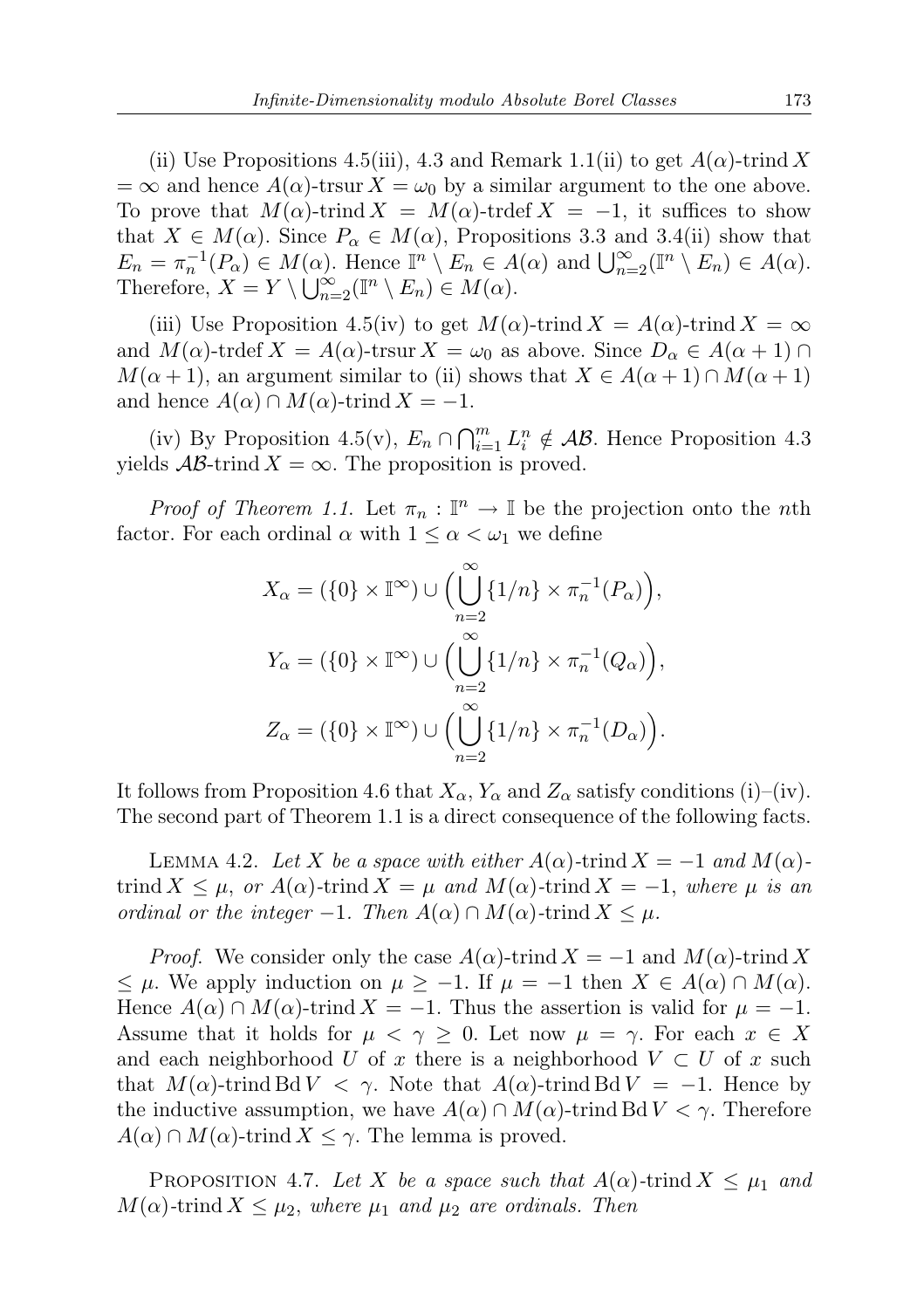(ii) Use Propositions 4.5(iii), 4.3 and Remark 1.1(ii) to get $A(\alpha)$-trind $X = \infty$ and hence $A(\alpha)$-trsur $X = \omega_0$ by a similar argument to the one above. To prove that $M(\alpha)$-trind $X = M(\alpha)$-trdef $X = -1$, it suffices to show that $X \in M(\alpha)$. Since $P_\alpha \in M(\alpha)$, Propositions 3.3 and 3.4(ii) show that $E_n = \pi_n^{-1}(P_\alpha) \in M(\alpha)$. Hence $\mathbb{I}^n \setminus E_n \in A(\alpha)$ and $\bigcup_{n=2}^\infty (\mathbb{I}^n \setminus E_n) \in A(\alpha)$. Therefore, $X = Y \setminus \bigcup_{n=2}^\infty (\mathbb{I}^n \setminus E_n) \in M(\alpha)$.

(iii) Use Proposition 4.5(iv) to get $M(\alpha)$-trind $X = A(\alpha)$-trind $X = \infty$ and $M(\alpha)$-trdef $X = A(\alpha)$-trsur $X = \omega_0$ as above. Since $D_\alpha \in A(\alpha+1) \cap M(\alpha+1)$, an argument similar to (ii) shows that $X \in A(\alpha+1) \cap M(\alpha+1)$ and hence $A(\alpha) \cap M(\alpha)$-trind $X = -1$.

(iv) By Proposition 4.5(v), $E_n \cap \bigcap_{i=1}^m L_i^n \notin \mathcal{AB}$. Hence Proposition 4.3 yields $\mathcal{AB}$-trind $X = \infty$. The proposition is proved.

*Proof of Theorem 1.1.* Let $\pi_n : \mathbb{I}^n \to \mathbb{I}$ be the projection onto the $n$th factor. For each ordinal $\alpha$ with $1 \le \alpha < \omega_1$ we define

$$X_\alpha = (\{0\} \times \mathbb{I}^\infty) \cup \Big(\bigcup_{n=2}^\infty \{1/n\} \times \pi_n^{-1}(P_\alpha)\Big),$$

$$Y_\alpha = (\{0\} \times \mathbb{I}^\infty) \cup \Big(\bigcup_{n=2}^\infty \{1/n\} \times \pi_n^{-1}(Q_\alpha)\Big),$$

$$Z_\alpha = (\{0\} \times \mathbb{I}^\infty) \cup \Big(\bigcup_{n=2}^\infty \{1/n\} \times \pi_n^{-1}(D_\alpha)\Big).$$

It follows from Proposition 4.6 that $X_\alpha$, $Y_\alpha$ and $Z_\alpha$ satisfy conditions (i)–(iv). The second part of Theorem 1.1 is a direct consequence of the following facts.

Lemma 4.2. *Let $X$ be a space with either $A(\alpha)$-trind $X = -1$ and $M(\alpha)$-trind $X \le \mu$, or $A(\alpha)$-trind $X = \mu$ and $M(\alpha)$-trind $X = -1$, where $\mu$ is an ordinal or the integer $-1$. Then $A(\alpha) \cap M(\alpha)$-trind $X \le \mu$.*

*Proof.* We consider only the case $A(\alpha)$-trind $X = -1$ and $M(\alpha)$-trind $X \le \mu$. We apply induction on $\mu \ge -1$. If $\mu = -1$ then $X \in A(\alpha) \cap M(\alpha)$. Hence $A(\alpha) \cap M(\alpha)$-trind $X = -1$. Thus the assertion is valid for $\mu = -1$. Assume that it holds for $\mu < \gamma \ge 0$. Let now $\mu = \gamma$. For each $x \in X$ and each neighborhood $U$ of $x$ there is a neighborhood $V \subset U$ of $x$ such that $M(\alpha)$-trind $\operatorname{Bd} V < \gamma$. Note that $A(\alpha)$-trind $\operatorname{Bd} V = -1$. Hence by the inductive assumption, we have $A(\alpha) \cap M(\alpha)$-trind $\operatorname{Bd} V < \gamma$. Therefore $A(\alpha) \cap M(\alpha)$-trind $X \le \gamma$. The lemma is proved.

Proposition 4.7. *Let $X$ be a space such that $A(\alpha)$-trind $X \le \mu_1$ and $M(\alpha)$-trind $X \le \mu_2$, where $\mu_1$ and $\mu_2$ are ordinals. Then*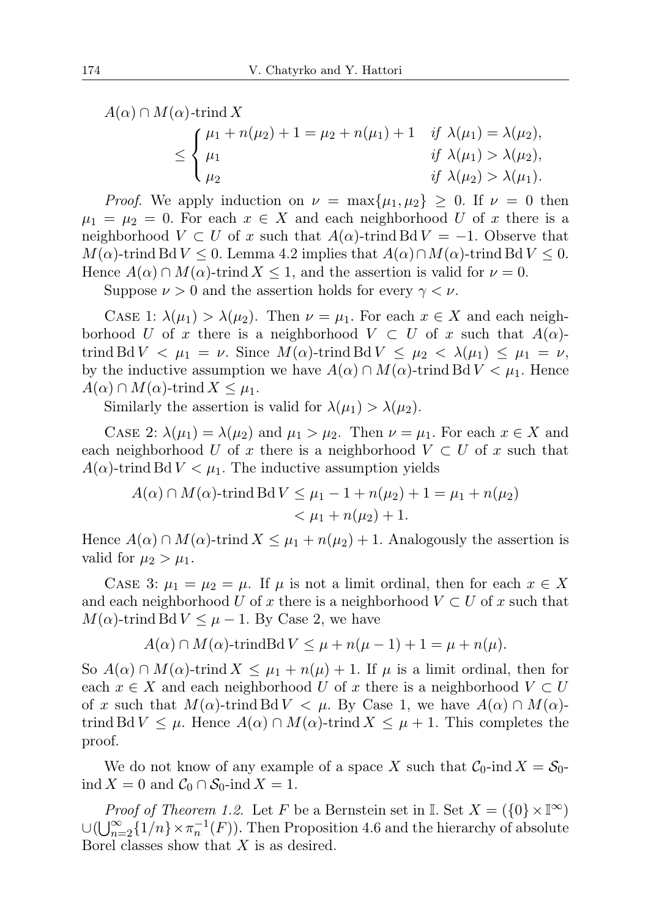$$A(\alpha) \cap M(\alpha)\text{-trind}\, X \leq \begin{cases} \mu_1 + n(\mu_2) + 1 = \mu_2 + n(\mu_1) + 1 & \textit{if } \lambda(\mu_1) = \lambda(\mu_2), \\ \mu_1 & \textit{if } \lambda(\mu_1) > \lambda(\mu_2), \\ \mu_2 & \textit{if } \lambda(\mu_2) > \lambda(\mu_1). \end{cases}$$

*Proof.* We apply induction on $\nu = \max\{\mu_1, \mu_2\} \geq 0$. If $\nu = 0$ then $\mu_1 = \mu_2 = 0$. For each $x \in X$ and each neighborhood $U$ of $x$ there is a neighborhood $V \subset U$ of $x$ such that $A(\alpha)$-trind $\operatorname{Bd} V = -1$. Observe that $M(\alpha)$-trind $\operatorname{Bd} V \leq 0$. Lemma 4.2 implies that $A(\alpha) \cap M(\alpha)$-trind $\operatorname{Bd} V \leq 0$. Hence $A(\alpha) \cap M(\alpha)$-trind $X \leq 1$, and the assertion is valid for $\nu = 0$.

Suppose $\nu > 0$ and the assertion holds for every $\gamma < \nu$.

Case 1: $\lambda(\mu_1) > \lambda(\mu_2)$. Then $\nu = \mu_1$. For each $x \in X$ and each neighborhood $U$ of $x$ there is a neighborhood $V \subset U$ of $x$ such that $A(\alpha)$-trind $\operatorname{Bd} V < \mu_1 = \nu$. Since $M(\alpha)$-trind $\operatorname{Bd} V \leq \mu_2 < \lambda(\mu_1) \leq \mu_1 = \nu$, by the inductive assumption we have $A(\alpha) \cap M(\alpha)$-trind $\operatorname{Bd} V < \mu_1$. Hence $A(\alpha) \cap M(\alpha)$-trind $X \leq \mu_1$.

Similarly the assertion is valid for $\lambda(\mu_1) > \lambda(\mu_2)$.

Case 2: $\lambda(\mu_1) = \lambda(\mu_2)$ and $\mu_1 > \mu_2$. Then $\nu = \mu_1$. For each $x \in X$ and each neighborhood $U$ of $x$ there is a neighborhood $V \subset U$ of $x$ such that $A(\alpha)$-trind $\operatorname{Bd} V < \mu_1$. The inductive assumption yields

$$\begin{aligned} A(\alpha) \cap M(\alpha)\text{-trind}\, \operatorname{Bd} V &\leq \mu_1 - 1 + n(\mu_2) + 1 = \mu_1 + n(\mu_2) \\ &< \mu_1 + n(\mu_2) + 1. \end{aligned}$$

Hence $A(\alpha) \cap M(\alpha)$-trind $X \leq \mu_1 + n(\mu_2) + 1$. Analogously the assertion is valid for $\mu_2 > \mu_1$.

Case 3: $\mu_1 = \mu_2 = \mu$. If $\mu$ is not a limit ordinal, then for each $x \in X$ and each neighborhood $U$ of $x$ there is a neighborhood $V \subset U$ of $x$ such that $M(\alpha)$-trind $\operatorname{Bd} V \leq \mu - 1$. By Case 2, we have

$$A(\alpha) \cap M(\alpha)\text{-trindBd}\, V \leq \mu + n(\mu - 1) + 1 = \mu + n(\mu).$$

So $A(\alpha) \cap M(\alpha)$-trind $X \leq \mu_1 + n(\mu) + 1$. If $\mu$ is a limit ordinal, then for each $x \in X$ and each neighborhood $U$ of $x$ there is a neighborhood $V \subset U$ of $x$ such that $M(\alpha)$-trind $\operatorname{Bd} V < \mu$. By Case 1, we have $A(\alpha) \cap M(\alpha)$-trind $\operatorname{Bd} V \leq \mu$. Hence $A(\alpha) \cap M(\alpha)$-trind $X \leq \mu + 1$. This completes the proof.

We do not know of any example of a space $X$ such that $\mathcal{C}_0$-ind $X = \mathcal{S}_0$-ind $X = 0$ and $\mathcal{C}_0 \cap \mathcal{S}_0$-ind $X = 1$.

*Proof of Theorem 1.2.* Let $F$ be a Bernstein set in $\mathbb{I}$. Set $X = (\{0\} \times \mathbb{I}^\infty) \cup (\bigcup_{n=2}^\infty \{1/n\} \times \pi_n^{-1}(F))$. Then Proposition 4.6 and the hierarchy of absolute Borel classes show that $X$ is as desired.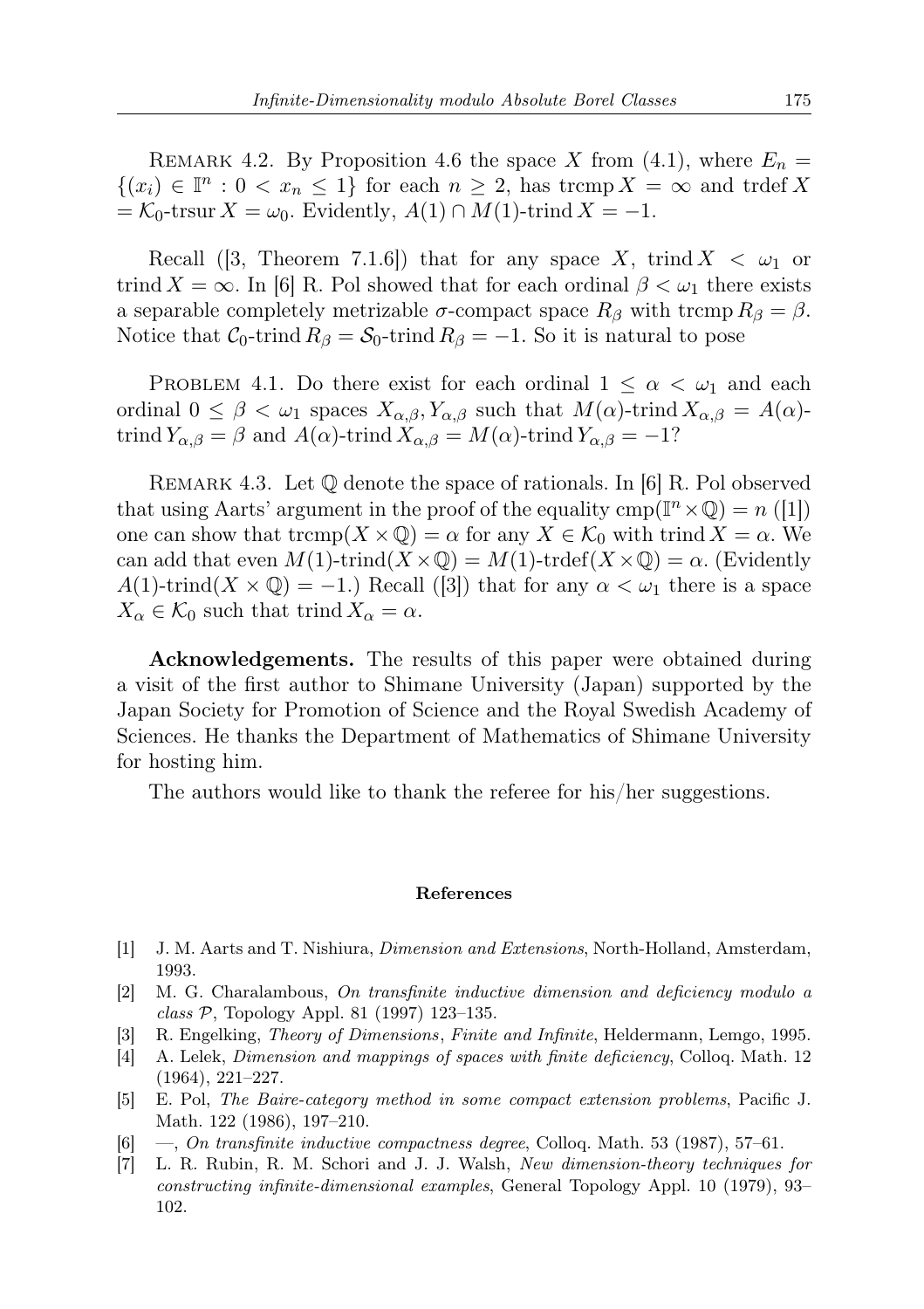Remark 4.2. By Proposition 4.6 the space $X$ from (4.1), where $E_n = \{(x_i) \in \mathbb{I}^n : 0 < x_n \leq 1\}$ for each $n \geq 2$, has $\operatorname{trcmp} X = \infty$ and $\operatorname{trdef} X = \mathcal{K}_0\text{-}\operatorname{trsur} X = \omega_0$. Evidently, $A(1) \cap M(1)\text{-}\operatorname{trind} X = -1$.

Recall ([3, Theorem 7.1.6]) that for any space $X$, $\operatorname{trind} X < \omega_1$ or $\operatorname{trind} X = \infty$. In [6] R. Pol showed that for each ordinal $\beta < \omega_1$ there exists a separable completely metrizable $\sigma$-compact space $R_\beta$ with $\operatorname{trcmp} R_\beta = \beta$. Notice that $\mathcal{C}_0\text{-}\operatorname{trind} R_\beta = \mathcal{S}_0\text{-}\operatorname{trind} R_\beta = -1$. So it is natural to pose

Problem 4.1. Do there exist for each ordinal $1 \leq \alpha < \omega_1$ and each ordinal $0 \leq \beta < \omega_1$ spaces $X_{\alpha,\beta}, Y_{\alpha,\beta}$ such that $M(\alpha)\text{-}\operatorname{trind} X_{\alpha,\beta} = A(\alpha)\text{-}\operatorname{trind} Y_{\alpha,\beta} = \beta$ and $A(\alpha)\text{-}\operatorname{trind} X_{\alpha,\beta} = M(\alpha)\text{-}\operatorname{trind} Y_{\alpha,\beta} = -1$?

Remark 4.3. Let $\mathbb{Q}$ denote the space of rationals. In [6] R. Pol observed that using Aarts' argument in the proof of the equality $\operatorname{cmp}(\mathbb{I}^n \times \mathbb{Q}) = n$ ([1]) one can show that $\operatorname{trcmp}(X \times \mathbb{Q}) = \alpha$ for any $X \in \mathcal{K}_0$ with $\operatorname{trind} X = \alpha$. We can add that even $M(1)\text{-}\operatorname{trind}(X \times \mathbb{Q}) = M(1)\text{-}\operatorname{trdef}(X \times \mathbb{Q}) = \alpha$. (Evidently $A(1)\text{-}\operatorname{trind}(X \times \mathbb{Q}) = -1$.) Recall ([3]) that for any $\alpha < \omega_1$ there is a space $X_\alpha \in \mathcal{K}_0$ such that $\operatorname{trind} X_\alpha = \alpha$.

**Acknowledgements.** The results of this paper were obtained during a visit of the first author to Shimane University (Japan) supported by the Japan Society for Promotion of Science and the Royal Swedish Academy of Sciences. He thanks the Department of Mathematics of Shimane University for hosting him.

The authors would like to thank the referee for his/her suggestions.

## References

[1] J. M. Aarts and T. Nishiura, *Dimension and Extensions*, North-Holland, Amsterdam, 1993.

[2] M. G. Charalambous, *On transfinite inductive dimension and deficiency modulo a class $\mathcal{P}$*, Topology Appl. 81 (1997) 123–135.

[3] R. Engelking, *Theory of Dimensions, Finite and Infinite*, Heldermann, Lemgo, 1995.

[4] A. Lelek, *Dimension and mappings of spaces with finite deficiency*, Colloq. Math. 12 (1964), 221–227.

[5] E. Pol, *The Baire-category method in some compact extension problems*, Pacific J. Math. 122 (1986), 197–210.

[6] —, *On transfinite inductive compactness degree*, Colloq. Math. 53 (1987), 57–61.

[7] L. R. Rubin, R. M. Schori and J. J. Walsh, *New dimension-theory techniques for constructing infinite-dimensional examples*, General Topology Appl. 10 (1979), 93–102.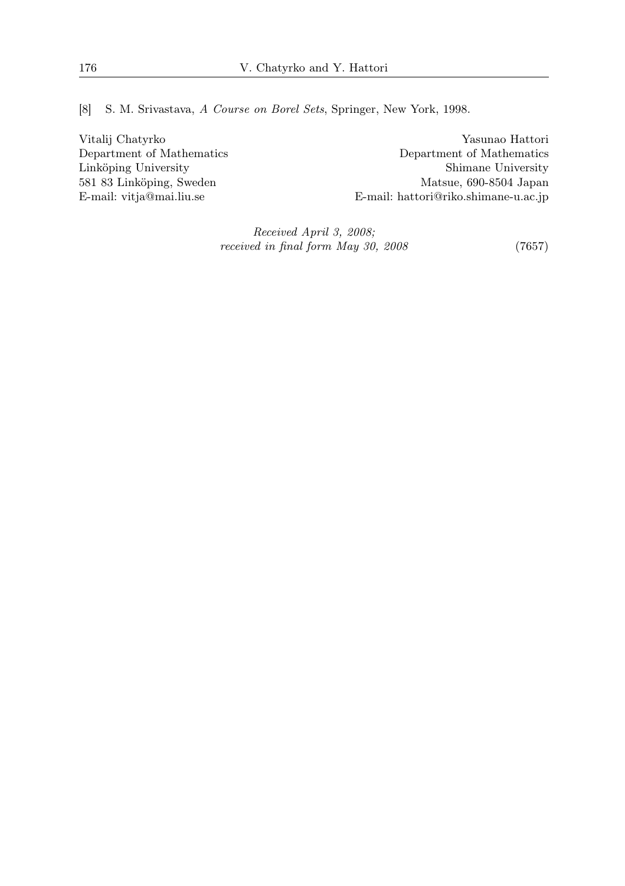[8] S. M. Srivastava, *A Course on Borel Sets*, Springer, New York, 1998.

Vitalij Chatyrko
Department of Mathematics
Linköping University
581 83 Linköping, Sweden
E-mail: vitja@mai.liu.se

Yasunao Hattori
Department of Mathematics
Shimane University
Matsue, 690-8504 Japan
E-mail: hattori@riko.shimane-u.ac.jp

*Received April 3, 2008;*
*received in final form May 30, 2008* (7657)